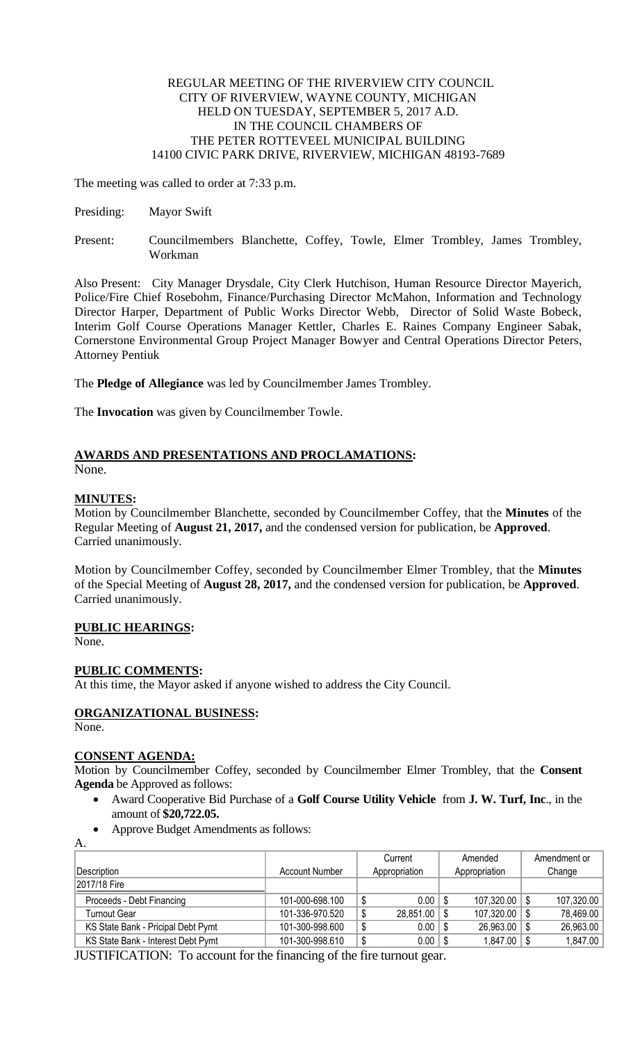REGULAR MEETING OF THE RIVERVIEW CITY COUNCIL
CITY OF RIVERVIEW, WAYNE COUNTY, MICHIGAN
HELD ON TUESDAY, SEPTEMBER 5, 2017 A.D.
IN THE COUNCIL CHAMBERS OF
THE PETER ROTTEVEEL MUNICIPAL BUILDING
14100 CIVIC PARK DRIVE, RIVERVIEW, MICHIGAN 48193-7689

The meeting was called to order at 7:33 p.m.

Presiding: Mayor Swift

Present: Councilmembers Blanchette, Coffey, Towle, Elmer Trombley, James Trombley, Workman

Also Present: City Manager Drysdale, City Clerk Hutchison, Human Resource Director Mayerich, Police/Fire Chief Rosebohm, Finance/Purchasing Director McMahon, Information and Technology Director Harper, Department of Public Works Director Webb, Director of Solid Waste Bobeck, Interim Golf Course Operations Manager Kettler, Charles E. Raines Company Engineer Sabak, Cornerstone Environmental Group Project Manager Bowyer and Central Operations Director Peters, Attorney Pentiuk

The **Pledge of Allegiance** was led by Councilmember James Trombley.

The **Invocation** was given by Councilmember Towle.

## AWARDS AND PRESENTATIONS AND PROCLAMATIONS:

None.

## MINUTES:

Motion by Councilmember Blanchette, seconded by Councilmember Coffey, that the **Minutes** of the Regular Meeting of **August 21, 2017,** and the condensed version for publication, be **Approved**. Carried unanimously.

Motion by Councilmember Coffey, seconded by Councilmember Elmer Trombley, that the **Minutes** of the Special Meeting of **August 28, 2017,** and the condensed version for publication, be **Approved**. Carried unanimously.

## PUBLIC HEARINGS:

None.

## PUBLIC COMMENTS:

At this time, the Mayor asked if anyone wished to address the City Council.

## ORGANIZATIONAL BUSINESS:

None.

## CONSENT AGENDA:

Motion by Councilmember Coffey, seconded by Councilmember Elmer Trombley, that the **Consent Agenda** be Approved as follows:

- Award Cooperative Bid Purchase of a **Golf Course Utility Vehicle** from **J. W. Turf, Inc**., in the amount of **$20,722.05.**
- Approve Budget Amendments as follows:

A.

| Description | Account Number | Current Appropriation | Amended Appropriation | Amendment or Change |
|---|---|---|---|---|
| 2017/18 Fire | | | | |
| Proceeds - Debt Financing | 101-000-698.100 | $ 0.00 | $ 107,320.00 | $ 107,320.00 |
| Turnout Gear | 101-336-970.520 | $ 28,851.00 | $ 107,320.00 | $ 78,469.00 |
| KS State Bank - Pricipal Debt Pymt | 101-300-998.600 | $ 0.00 | $ 26,963.00 | $ 26,963.00 |
| KS State Bank - Interest Debt Pymt | 101-300-998.610 | $ 0.00 | $ 1,847.00 | $ 1,847.00 |

JUSTIFICATION: To account for the financing of the fire turnout gear.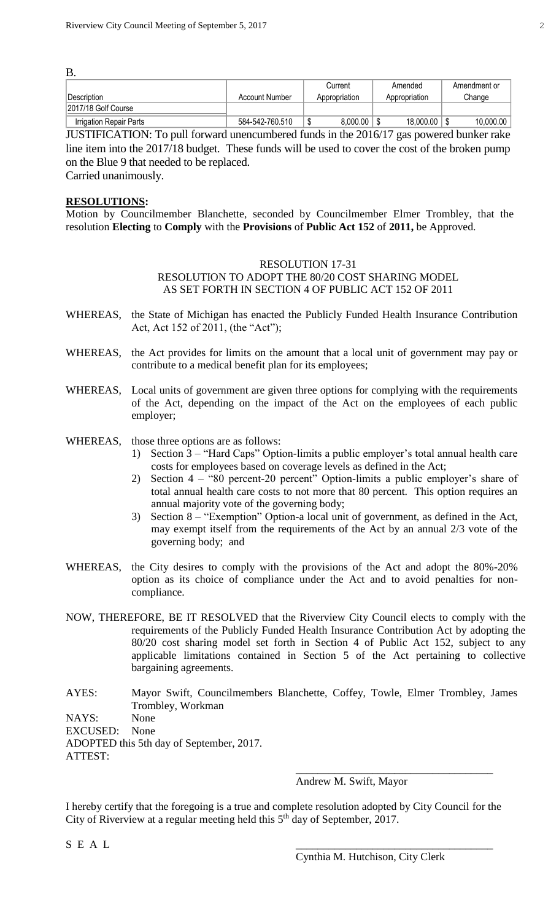B.

| Description | Account Number | Current Appropriation | Amended Appropriation | Amendment or Change |
|---|---|---|---|---|
| 2017/18 Golf Course | | | | |
| Irrigation Repair Parts | 584-542-760.510 | $ 8,000.00 | $ 18,000.00 | $ 10,000.00 |

JUSTIFICATION: To pull forward unencumbered funds in the 2016/17 gas powered bunker rake line item into the 2017/18 budget. These funds will be used to cover the cost of the broken pump on the Blue 9 that needed to be replaced.
Carried unanimously.

**RESOLUTIONS:**

Motion by Councilmember Blanchette, seconded by Councilmember Elmer Trombley, that the resolution **Electing** to **Comply** with the **Provisions** of **Public Act 152** of **2011,** be Approved.

RESOLUTION 17-31
RESOLUTION TO ADOPT THE 80/20 COST SHARING MODEL
AS SET FORTH IN SECTION 4 OF PUBLIC ACT 152 OF 2011

WHEREAS, the State of Michigan has enacted the Publicly Funded Health Insurance Contribution Act, Act 152 of 2011, (the "Act");

WHEREAS, the Act provides for limits on the amount that a local unit of government may pay or contribute to a medical benefit plan for its employees;

WHEREAS, Local units of government are given three options for complying with the requirements of the Act, depending on the impact of the Act on the employees of each public employer;

WHEREAS, those three options are as follows:

1) Section 3 – "Hard Caps" Option-limits a public employer's total annual health care costs for employees based on coverage levels as defined in the Act;
2) Section 4 – "80 percent-20 percent" Option-limits a public employer's share of total annual health care costs to not more that 80 percent. This option requires an annual majority vote of the governing body;
3) Section 8 – "Exemption" Option-a local unit of government, as defined in the Act, may exempt itself from the requirements of the Act by an annual 2/3 vote of the governing body; and

WHEREAS, the City desires to comply with the provisions of the Act and adopt the 80%-20% option as its choice of compliance under the Act and to avoid penalties for non-compliance.

NOW, THEREFORE, BE IT RESOLVED that the Riverview City Council elects to comply with the requirements of the Publicly Funded Health Insurance Contribution Act by adopting the 80/20 cost sharing model set forth in Section 4 of Public Act 152, subject to any applicable limitations contained in Section 5 of the Act pertaining to collective bargaining agreements.

AYES: Mayor Swift, Councilmembers Blanchette, Coffey, Towle, Elmer Trombley, James Trombley, Workman
NAYS: None
EXCUSED: None
ADOPTED this 5th day of September, 2017.
ATTEST:

\_\_\_\_\_\_\_\_\_\_\_\_\_\_\_\_\_\_\_\_\_\_\_\_\_\_\_\_\_\_\_\_\_\_\_
Andrew M. Swift, Mayor

I hereby certify that the foregoing is a true and complete resolution adopted by City Council for the City of Riverview at a regular meeting held this 5th day of September, 2017.

S E A L

\_\_\_\_\_\_\_\_\_\_\_\_\_\_\_\_\_\_\_\_\_\_\_\_\_\_\_\_\_\_\_\_\_\_\_
Cynthia M. Hutchison, City Clerk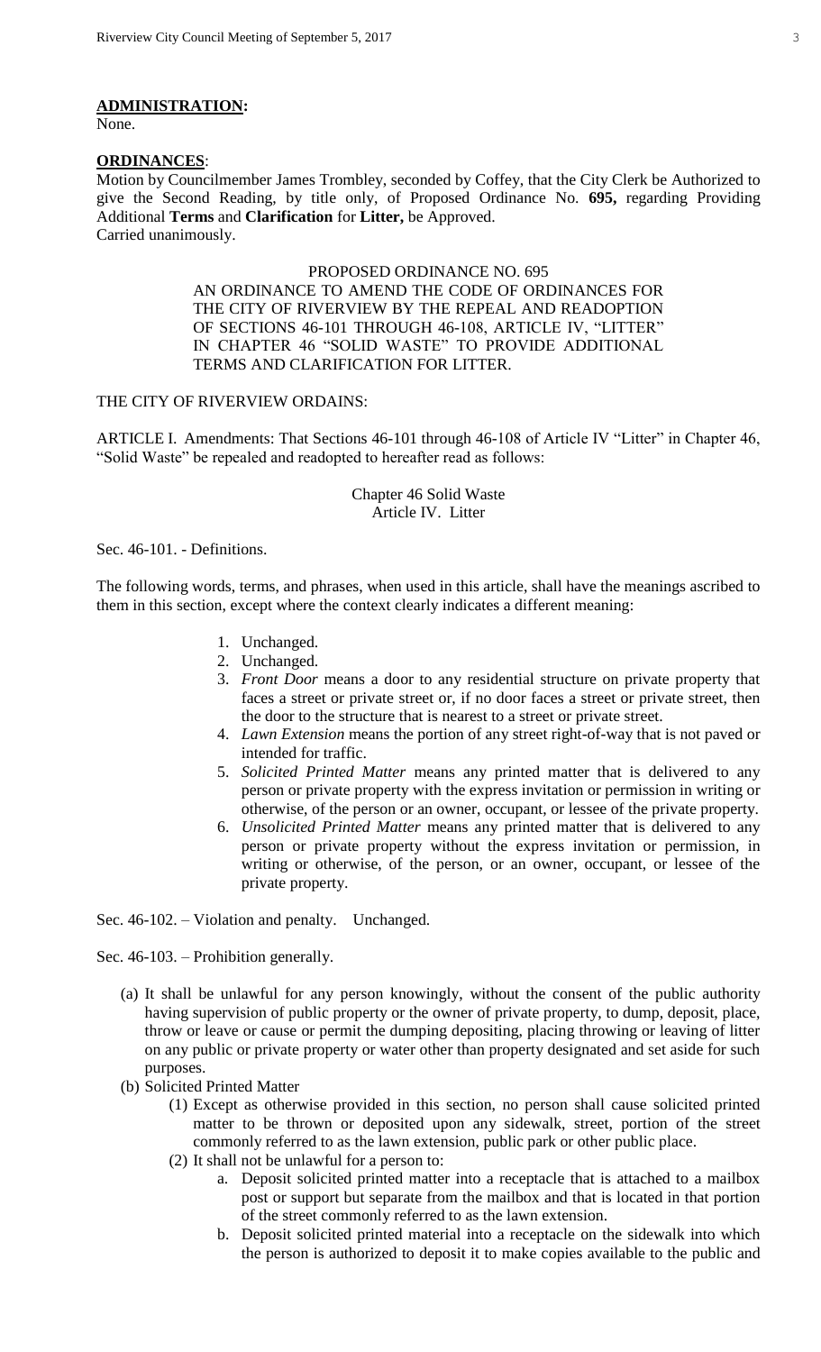**ADMINISTRATION:**
None.

**ORDINANCES**:
Motion by Councilmember James Trombley, seconded by Coffey, that the City Clerk be Authorized to give the Second Reading, by title only, of Proposed Ordinance No. **695,** regarding Providing Additional **Terms** and **Clarification** for **Litter,** be Approved.
Carried unanimously.

PROPOSED ORDINANCE NO. 695
AN ORDINANCE TO AMEND THE CODE OF ORDINANCES FOR THE CITY OF RIVERVIEW BY THE REPEAL AND READOPTION OF SECTIONS 46-101 THROUGH 46-108, ARTICLE IV, "LITTER" IN CHAPTER 46 "SOLID WASTE" TO PROVIDE ADDITIONAL TERMS AND CLARIFICATION FOR LITTER.

THE CITY OF RIVERVIEW ORDAINS:

ARTICLE I. Amendments: That Sections 46-101 through 46-108 of Article IV "Litter" in Chapter 46, "Solid Waste" be repealed and readopted to hereafter read as follows:

Chapter 46 Solid Waste
Article IV. Litter

Sec. 46-101. - Definitions.

The following words, terms, and phrases, when used in this article, shall have the meanings ascribed to them in this section, except where the context clearly indicates a different meaning:

1. Unchanged.
2. Unchanged.
3. *Front Door* means a door to any residential structure on private property that faces a street or private street or, if no door faces a street or private street, then the door to the structure that is nearest to a street or private street.
4. *Lawn Extension* means the portion of any street right-of-way that is not paved or intended for traffic.
5. *Solicited Printed Matter* means any printed matter that is delivered to any person or private property with the express invitation or permission in writing or otherwise, of the person or an owner, occupant, or lessee of the private property.
6. *Unsolicited Printed Matter* means any printed matter that is delivered to any person or private property without the express invitation or permission, in writing or otherwise, of the person, or an owner, occupant, or lessee of the private property.

Sec. 46-102. – Violation and penalty. Unchanged.

Sec. 46-103. – Prohibition generally.

(a) It shall be unlawful for any person knowingly, without the consent of the public authority having supervision of public property or the owner of private property, to dump, deposit, place, throw or leave or cause or permit the dumping depositing, placing throwing or leaving of litter on any public or private property or water other than property designated and set aside for such purposes.
(b) Solicited Printed Matter
    (1) Except as otherwise provided in this section, no person shall cause solicited printed matter to be thrown or deposited upon any sidewalk, street, portion of the street commonly referred to as the lawn extension, public park or other public place.
    (2) It shall not be unlawful for a person to:
        a. Deposit solicited printed matter into a receptacle that is attached to a mailbox post or support but separate from the mailbox and that is located in that portion of the street commonly referred to as the lawn extension.
        b. Deposit solicited printed material into a receptacle on the sidewalk into which the person is authorized to deposit it to make copies available to the public and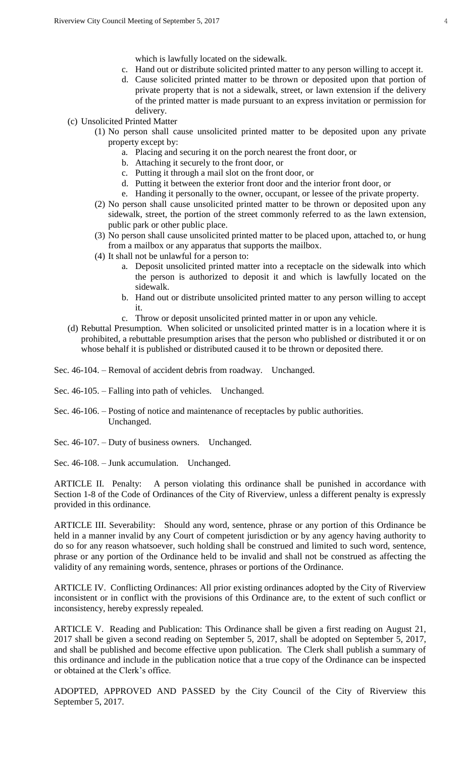which is lawfully located on the sidewalk.

c. Hand out or distribute solicited printed matter to any person willing to accept it.

d. Cause solicited printed matter to be thrown or deposited upon that portion of private property that is not a sidewalk, street, or lawn extension if the delivery of the printed matter is made pursuant to an express invitation or permission for delivery.

(c) Unsolicited Printed Matter

(1) No person shall cause unsolicited printed matter to be deposited upon any private property except by:

a. Placing and securing it on the porch nearest the front door, or

b. Attaching it securely to the front door, or

c. Putting it through a mail slot on the front door, or

d. Putting it between the exterior front door and the interior front door, or

e. Handing it personally to the owner, occupant, or lessee of the private property.

(2) No person shall cause unsolicited printed matter to be thrown or deposited upon any sidewalk, street, the portion of the street commonly referred to as the lawn extension, public park or other public place.

(3) No person shall cause unsolicited printed matter to be placed upon, attached to, or hung from a mailbox or any apparatus that supports the mailbox.

(4) It shall not be unlawful for a person to:

a. Deposit unsolicited printed matter into a receptacle on the sidewalk into which the person is authorized to deposit it and which is lawfully located on the sidewalk.

b. Hand out or distribute unsolicited printed matter to any person willing to accept it.

c. Throw or deposit unsolicited printed matter in or upon any vehicle.

(d) Rebuttal Presumption. When solicited or unsolicited printed matter is in a location where it is prohibited, a rebuttable presumption arises that the person who published or distributed it or on whose behalf it is published or distributed caused it to be thrown or deposited there.

Sec. 46-104. – Removal of accident debris from roadway. Unchanged.

Sec. 46-105. – Falling into path of vehicles. Unchanged.

Sec. 46-106. – Posting of notice and maintenance of receptacles by public authorities. Unchanged.

Sec. 46-107. – Duty of business owners. Unchanged.

Sec. 46-108. – Junk accumulation. Unchanged.

ARTICLE II. Penalty: A person violating this ordinance shall be punished in accordance with Section 1-8 of the Code of Ordinances of the City of Riverview, unless a different penalty is expressly provided in this ordinance.

ARTICLE III. Severability: Should any word, sentence, phrase or any portion of this Ordinance be held in a manner invalid by any Court of competent jurisdiction or by any agency having authority to do so for any reason whatsoever, such holding shall be construed and limited to such word, sentence, phrase or any portion of the Ordinance held to be invalid and shall not be construed as affecting the validity of any remaining words, sentence, phrases or portions of the Ordinance.

ARTICLE IV. Conflicting Ordinances: All prior existing ordinances adopted by the City of Riverview inconsistent or in conflict with the provisions of this Ordinance are, to the extent of such conflict or inconsistency, hereby expressly repealed.

ARTICLE V. Reading and Publication: This Ordinance shall be given a first reading on August 21, 2017 shall be given a second reading on September 5, 2017, shall be adopted on September 5, 2017, and shall be published and become effective upon publication. The Clerk shall publish a summary of this ordinance and include in the publication notice that a true copy of the Ordinance can be inspected or obtained at the Clerk's office.

ADOPTED, APPROVED AND PASSED by the City Council of the City of Riverview this September 5, 2017.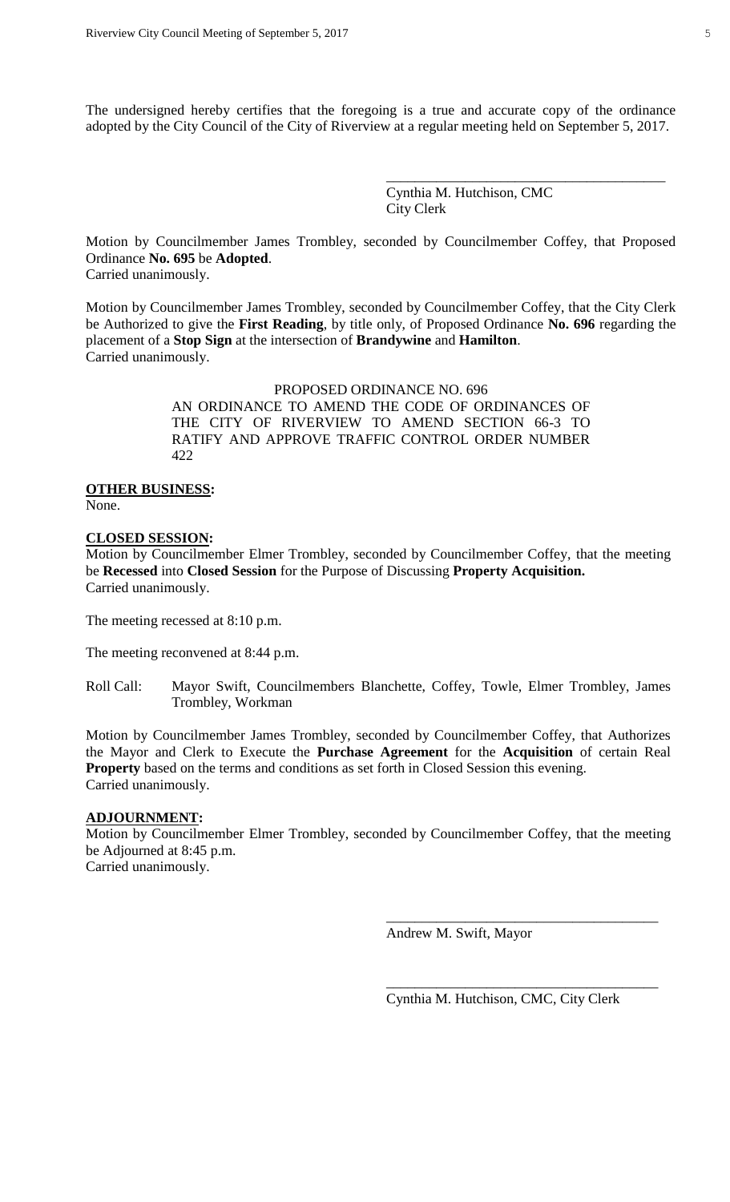The undersigned hereby certifies that the foregoing is a true and accurate copy of the ordinance adopted by the City Council of the City of Riverview at a regular meeting held on September 5, 2017.

\_\_\_\_\_\_\_\_\_\_\_\_\_\_\_\_\_\_\_\_\_\_\_\_\_\_\_\_\_\_\_\_\_\_\_\_\_\_

Cynthia M. Hutchison, CMC
City Clerk

Motion by Councilmember James Trombley, seconded by Councilmember Coffey, that Proposed Ordinance **No. 695** be **Adopted**.
Carried unanimously.

Motion by Councilmember James Trombley, seconded by Councilmember Coffey, that the City Clerk be Authorized to give the **First Reading**, by title only, of Proposed Ordinance **No. 696** regarding the placement of a **Stop Sign** at the intersection of **Brandywine** and **Hamilton**.
Carried unanimously.

PROPOSED ORDINANCE NO. 696
AN ORDINANCE TO AMEND THE CODE OF ORDINANCES OF THE CITY OF RIVERVIEW TO AMEND SECTION 66-3 TO RATIFY AND APPROVE TRAFFIC CONTROL ORDER NUMBER 422

**OTHER BUSINESS:**

None.

**CLOSED SESSION:**

Motion by Councilmember Elmer Trombley, seconded by Councilmember Coffey, that the meeting be **Recessed** into **Closed Session** for the Purpose of Discussing **Property Acquisition.**
Carried unanimously.

The meeting recessed at 8:10 p.m.

The meeting reconvened at 8:44 p.m.

Roll Call: Mayor Swift, Councilmembers Blanchette, Coffey, Towle, Elmer Trombley, James Trombley, Workman

Motion by Councilmember James Trombley, seconded by Councilmember Coffey, that Authorizes the Mayor and Clerk to Execute the **Purchase Agreement** for the **Acquisition** of certain Real **Property** based on the terms and conditions as set forth in Closed Session this evening.
Carried unanimously.

**ADJOURNMENT:**

Motion by Councilmember Elmer Trombley, seconded by Councilmember Coffey, that the meeting be Adjourned at 8:45 p.m.
Carried unanimously.

\_\_\_\_\_\_\_\_\_\_\_\_\_\_\_\_\_\_\_\_\_\_\_\_\_\_\_\_\_\_\_\_\_\_\_\_\_\_

Andrew M. Swift, Mayor

\_\_\_\_\_\_\_\_\_\_\_\_\_\_\_\_\_\_\_\_\_\_\_\_\_\_\_\_\_\_\_\_\_\_\_\_\_\_

Cynthia M. Hutchison, CMC, City Clerk